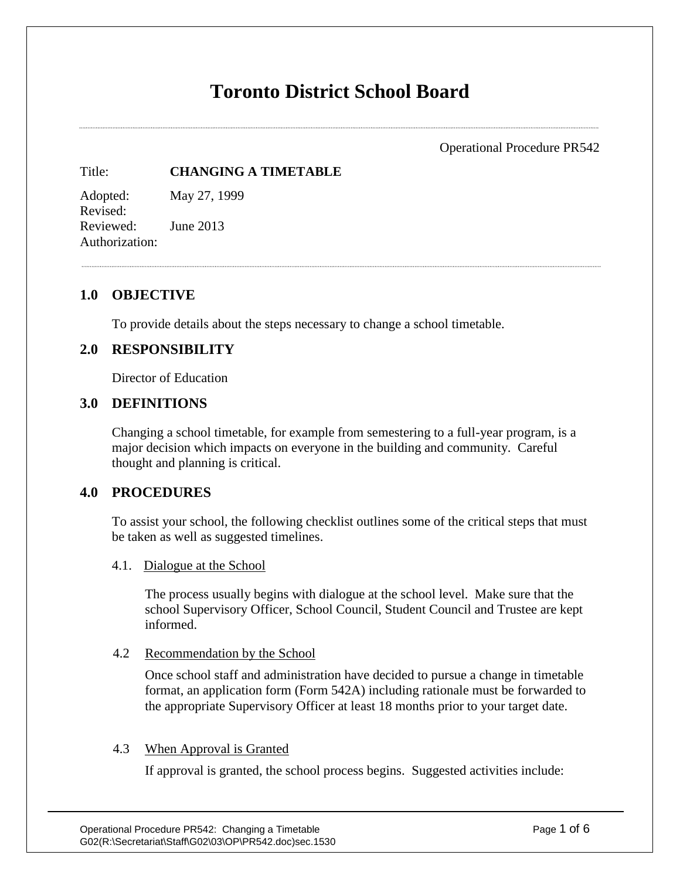# Toronto District School Board

Operational Procedure PR542

Title: **CHANGING A TIMETABLE**

Adopted: May 27, 1999
Revised:
Reviewed: June 2013
Authorization:

## 1.0 OBJECTIVE

To provide details about the steps necessary to change a school timetable.

## 2.0 RESPONSIBILITY

Director of Education

## 3.0 DEFINITIONS

Changing a school timetable, for example from semestering to a full-year program, is a major decision which impacts on everyone in the building and community. Careful thought and planning is critical.

## 4.0 PROCEDURES

To assist your school, the following checklist outlines some of the critical steps that must be taken as well as suggested timelines.

### 4.1. Dialogue at the School

The process usually begins with dialogue at the school level. Make sure that the school Supervisory Officer, School Council, Student Council and Trustee are kept informed.

### 4.2 Recommendation by the School

Once school staff and administration have decided to pursue a change in timetable format, an application form (Form 542A) including rationale must be forwarded to the appropriate Supervisory Officer at least 18 months prior to your target date.

### 4.3 When Approval is Granted

If approval is granted, the school process begins. Suggested activities include: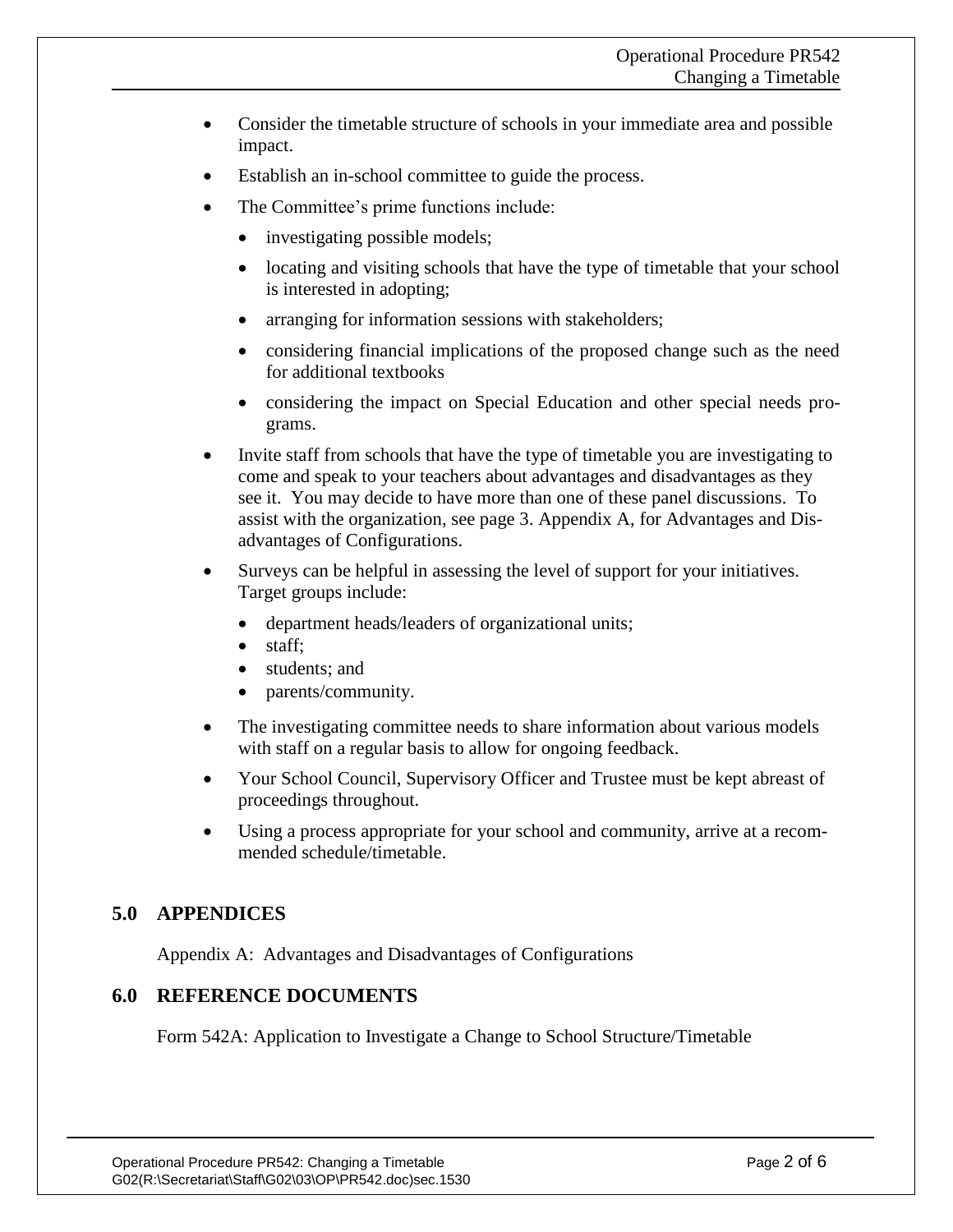- Consider the timetable structure of schools in your immediate area and possible impact.
- Establish an in-school committee to guide the process.
- The Committee's prime functions include:
  - investigating possible models;
  - locating and visiting schools that have the type of timetable that your school is interested in adopting;
  - arranging for information sessions with stakeholders;
  - considering financial implications of the proposed change such as the need for additional textbooks
  - considering the impact on Special Education and other special needs programs.
- Invite staff from schools that have the type of timetable you are investigating to come and speak to your teachers about advantages and disadvantages as they see it. You may decide to have more than one of these panel discussions. To assist with the organization, see page 3. Appendix A, for Advantages and Disadvantages of Configurations.
- Surveys can be helpful in assessing the level of support for your initiatives. Target groups include:
  - department heads/leaders of organizational units;
  - staff;
  - students; and
  - parents/community.
- The investigating committee needs to share information about various models with staff on a regular basis to allow for ongoing feedback.
- Your School Council, Supervisory Officer and Trustee must be kept abreast of proceedings throughout.
- Using a process appropriate for your school and community, arrive at a recommended schedule/timetable.

## 5.0 APPENDICES

Appendix A: Advantages and Disadvantages of Configurations

## 6.0 REFERENCE DOCUMENTS

Form 542A: Application to Investigate a Change to School Structure/Timetable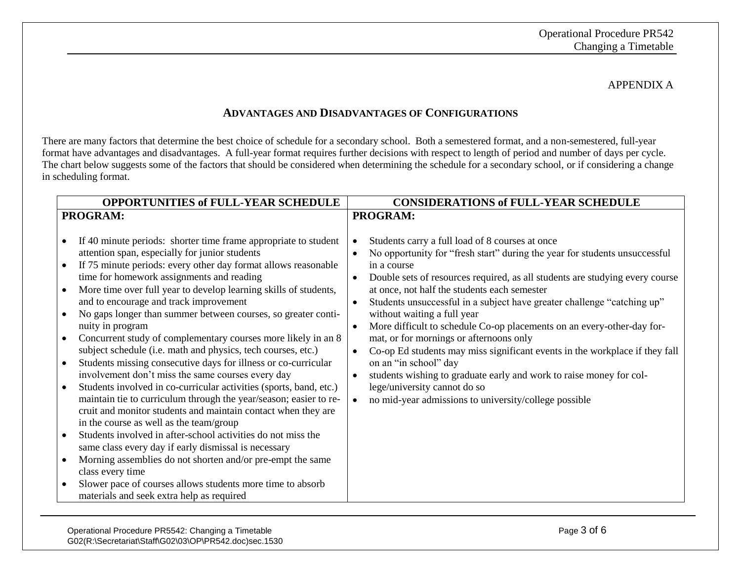APPENDIX A

## Advantages and Disadvantages of Configurations

There are many factors that determine the best choice of schedule for a secondary school. Both a semestered format, and a non-semestered, full-year format have advantages and disadvantages. A full-year format requires further decisions with respect to length of period and number of days per cycle. The chart below suggests some of the factors that should be considered when determining the schedule for a secondary school, or if considering a change in scheduling format.

| OPPORTUNITIES of FULL-YEAR SCHEDULE | CONSIDERATIONS of FULL-YEAR SCHEDULE |
|---|---|
| **PROGRAM:** | **PROGRAM:** |
| • If 40 minute periods: shorter time frame appropriate to student attention span, especially for junior students<br>• If 75 minute periods: every other day format allows reasonable time for homework assignments and reading<br>• More time over full year to develop learning skills of students, and to encourage and track improvement<br>• No gaps longer than summer between courses, so greater continuity in program<br>• Concurrent study of complementary courses more likely in an 8 subject schedule (i.e. math and physics, tech courses, etc.)<br>• Students missing consecutive days for illness or co-curricular involvement don't miss the same courses every day<br>• Students involved in co-curricular activities (sports, band, etc.) maintain tie to curriculum through the year/season; easier to recruit and monitor students and maintain contact when they are in the course as well as the team/group<br>• Students involved in after-school activities do not miss the same class every day if early dismissal is necessary<br>• Morning assemblies do not shorten and/or pre-empt the same class every time<br>• Slower pace of courses allows students more time to absorb materials and seek extra help as required | • Students carry a full load of 8 courses at once<br>• No opportunity for "fresh start" during the year for students unsuccessful in a course<br>• Double sets of resources required, as all students are studying every course at once, not half the students each semester<br>• Students unsuccessful in a subject have greater challenge "catching up" without waiting a full year<br>• More difficult to schedule Co-op placements on an every-other-day format, or for mornings or afternoons only<br>• Co-op Ed students may miss significant events in the workplace if they fall on an "in school" day<br>• students wishing to graduate early and work to raise money for college/university cannot do so<br>• no mid-year admissions to university/college possible |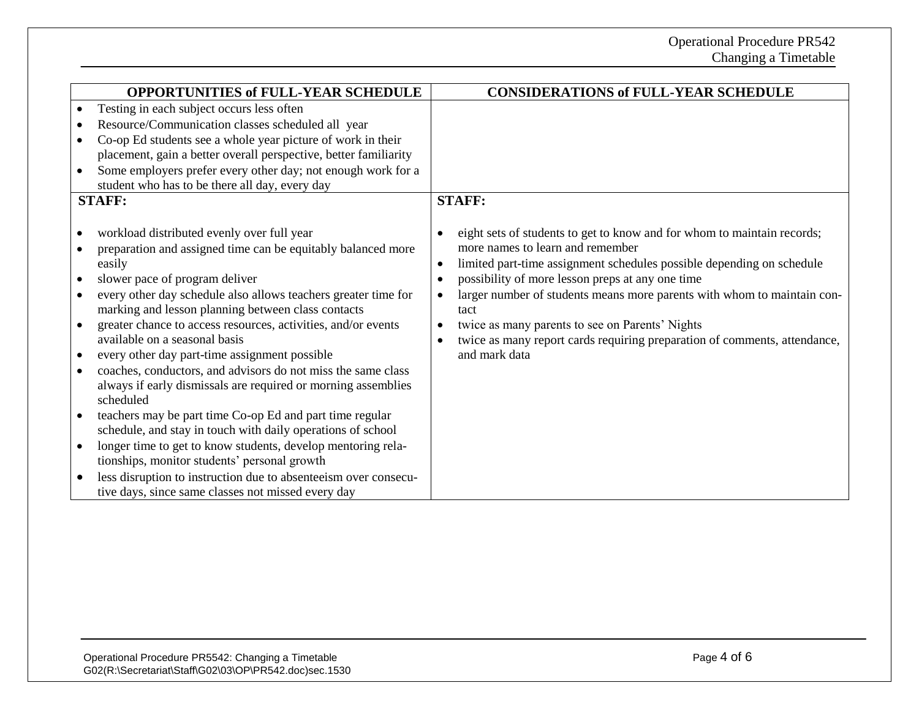| OPPORTUNITIES of FULL-YEAR SCHEDULE | CONSIDERATIONS of FULL-YEAR SCHEDULE |
|---|---|
| • Testing in each subject occurs less often<br>• Resource/Communication classes scheduled all year<br>• Co-op Ed students see a whole year picture of work in their placement, gain a better overall perspective, better familiarity<br>• Some employers prefer every other day; not enough work for a student who has to be there all day, every day | |
| **STAFF:**<br><br>• workload distributed evenly over full year<br>• preparation and assigned time can be equitably balanced more easily<br>• slower pace of program deliver<br>• every other day schedule also allows teachers greater time for marking and lesson planning between class contacts<br>• greater chance to access resources, activities, and/or events available on a seasonal basis<br>• every other day part-time assignment possible<br>• coaches, conductors, and advisors do not miss the same class always if early dismissals are required or morning assemblies scheduled<br>• teachers may be part time Co-op Ed and part time regular schedule, and stay in touch with daily operations of school<br>• longer time to get to know students, develop mentoring relationships, monitor students' personal growth<br>• less disruption to instruction due to absenteeism over consecutive days, since same classes not missed every day | **STAFF:**<br><br>• eight sets of students to get to know and for whom to maintain records; more names to learn and remember<br>• limited part-time assignment schedules possible depending on schedule<br>• possibility of more lesson preps at any one time<br>• larger number of students means more parents with whom to maintain contact<br>• twice as many parents to see on Parents' Nights<br>• twice as many report cards requiring preparation of comments, attendance, and mark data |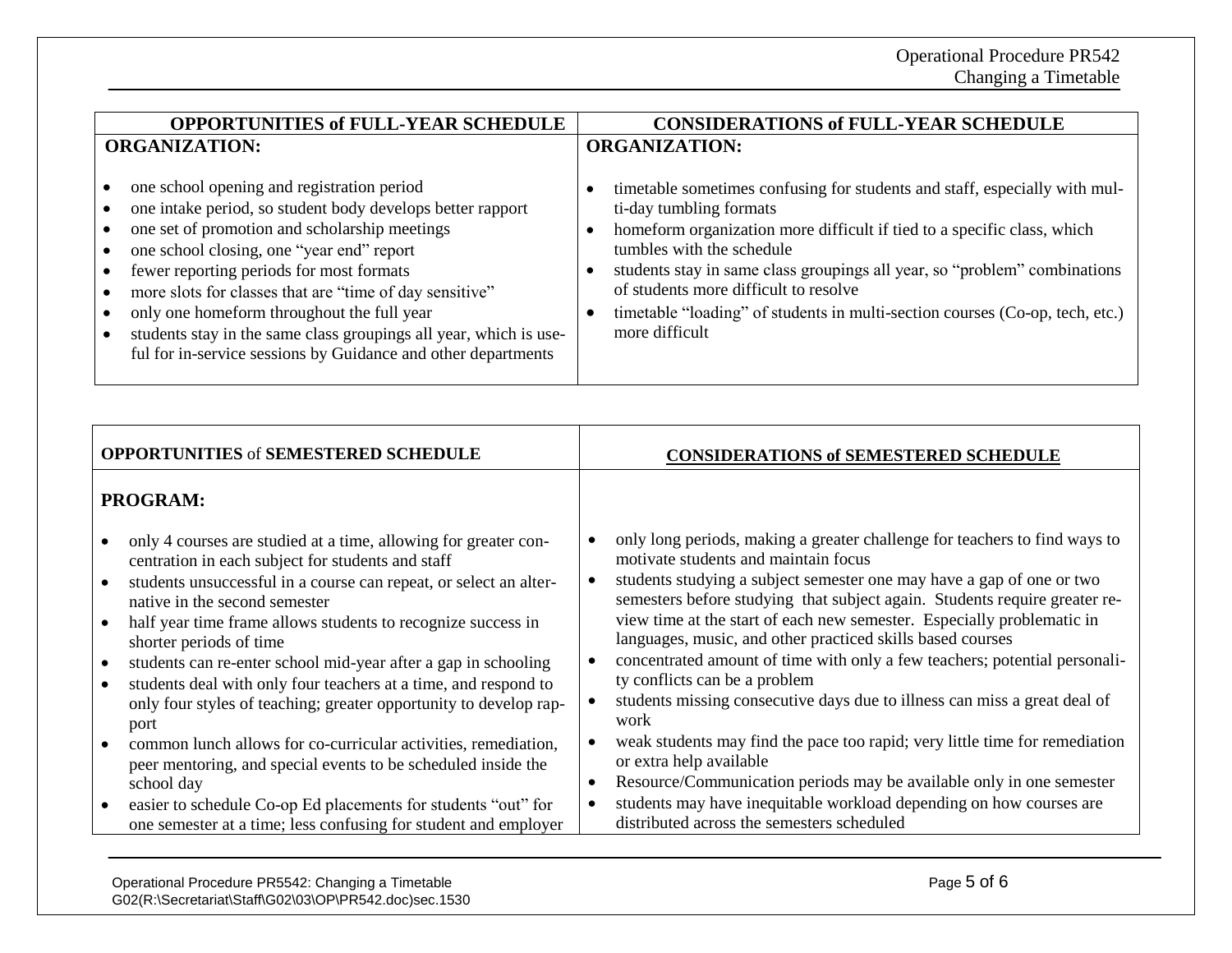| OPPORTUNITIES of FULL-YEAR SCHEDULE | CONSIDERATIONS of FULL-YEAR SCHEDULE |
|---|---|
| **ORGANIZATION:**<br><br>• one school opening and registration period<br>• one intake period, so student body develops better rapport<br>• one set of promotion and scholarship meetings<br>• one school closing, one "year end" report<br>• fewer reporting periods for most formats<br>• more slots for classes that are "time of day sensitive"<br>• only one homeform throughout the full year<br>• students stay in the same class groupings all year, which is useful for in-service sessions by Guidance and other departments | **ORGANIZATION:**<br><br>• timetable sometimes confusing for students and staff, especially with multi-day tumbling formats<br>• homeform organization more difficult if tied to a specific class, which tumbles with the schedule<br>• students stay in same class groupings all year, so "problem" combinations of students more difficult to resolve<br>• timetable "loading" of students in multi-section courses (Co-op, tech, etc.) more difficult |

| **OPPORTUNITIES** of **SEMESTERED SCHEDULE** | **CONSIDERATIONS of SEMESTERED SCHEDULE** |
|---|---|
| **PROGRAM:**<br><br>• only 4 courses are studied at a time, allowing for greater concentration in each subject for students and staff<br>• students unsuccessful in a course can repeat, or select an alternative in the second semester<br>• half year time frame allows students to recognize success in shorter periods of time<br>• students can re-enter school mid-year after a gap in schooling<br>• students deal with only four teachers at a time, and respond to only four styles of teaching; greater opportunity to develop rapport<br>• common lunch allows for co-curricular activities, remediation, peer mentoring, and special events to be scheduled inside the school day<br>• easier to schedule Co-op Ed placements for students "out" for one semester at a time; less confusing for student and employer | • only long periods, making a greater challenge for teachers to find ways to motivate students and maintain focus<br>• students studying a subject semester one may have a gap of one or two semesters before studying that subject again. Students require greater review time at the start of each new semester. Especially problematic in languages, music, and other practiced skills based courses<br>• concentrated amount of time with only a few teachers; potential personality conflicts can be a problem<br>• students missing consecutive days due to illness can miss a great deal of work<br>• weak students may find the pace too rapid; very little time for remediation or extra help available<br>• Resource/Communication periods may be available only in one semester<br>• students may have inequitable workload depending on how courses are distributed across the semesters scheduled |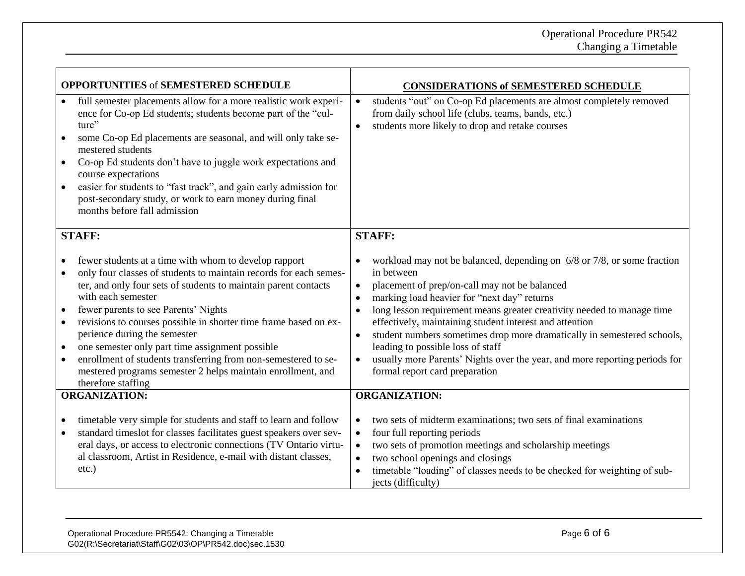| **OPPORTUNITIES** of **SEMESTERED SCHEDULE** | **CONSIDERATIONS of SEMESTERED SCHEDULE** |
|---|---|
| • full semester placements allow for a more realistic work experience for Co-op Ed students; students become part of the "culture"<br>• some Co-op Ed placements are seasonal, and will only take semestered students<br>• Co-op Ed students don't have to juggle work expectations and course expectations<br>• easier for students to "fast track", and gain early admission for post-secondary study, or work to earn money during final months before fall admission | • students "out" on Co-op Ed placements are almost completely removed from daily school life (clubs, teams, bands, etc.)<br>• students more likely to drop and retake courses |
| **STAFF:**<br><br>• fewer students at a time with whom to develop rapport<br>• only four classes of students to maintain records for each semester, and only four sets of students to maintain parent contacts with each semester<br>• fewer parents to see Parents' Nights<br>• revisions to courses possible in shorter time frame based on experience during the semester<br>• one semester only part time assignment possible<br>• enrollment of students transferring from non-semestered to semestered programs semester 2 helps maintain enrollment, and therefore staffing | **STAFF:**<br><br>• workload may not be balanced, depending on 6/8 or 7/8, or some fraction in between<br>• placement of prep/on-call may not be balanced<br>• marking load heavier for "next day" returns<br>• long lesson requirement means greater creativity needed to manage time effectively, maintaining student interest and attention<br>• student numbers sometimes drop more dramatically in semestered schools, leading to possible loss of staff<br>• usually more Parents' Nights over the year, and more reporting periods for formal report card preparation |
| **ORGANIZATION:**<br><br>• timetable very simple for students and staff to learn and follow<br>• standard timeslot for classes facilitates guest speakers over several days, or access to electronic connections (TV Ontario virtual classroom, Artist in Residence, e-mail with distant classes, etc.) | **ORGANIZATION:**<br><br>• two sets of midterm examinations; two sets of final examinations<br>• four full reporting periods<br>• two sets of promotion meetings and scholarship meetings<br>• two school openings and closings<br>• timetable "loading" of classes needs to be checked for weighting of subjects (difficulty) |